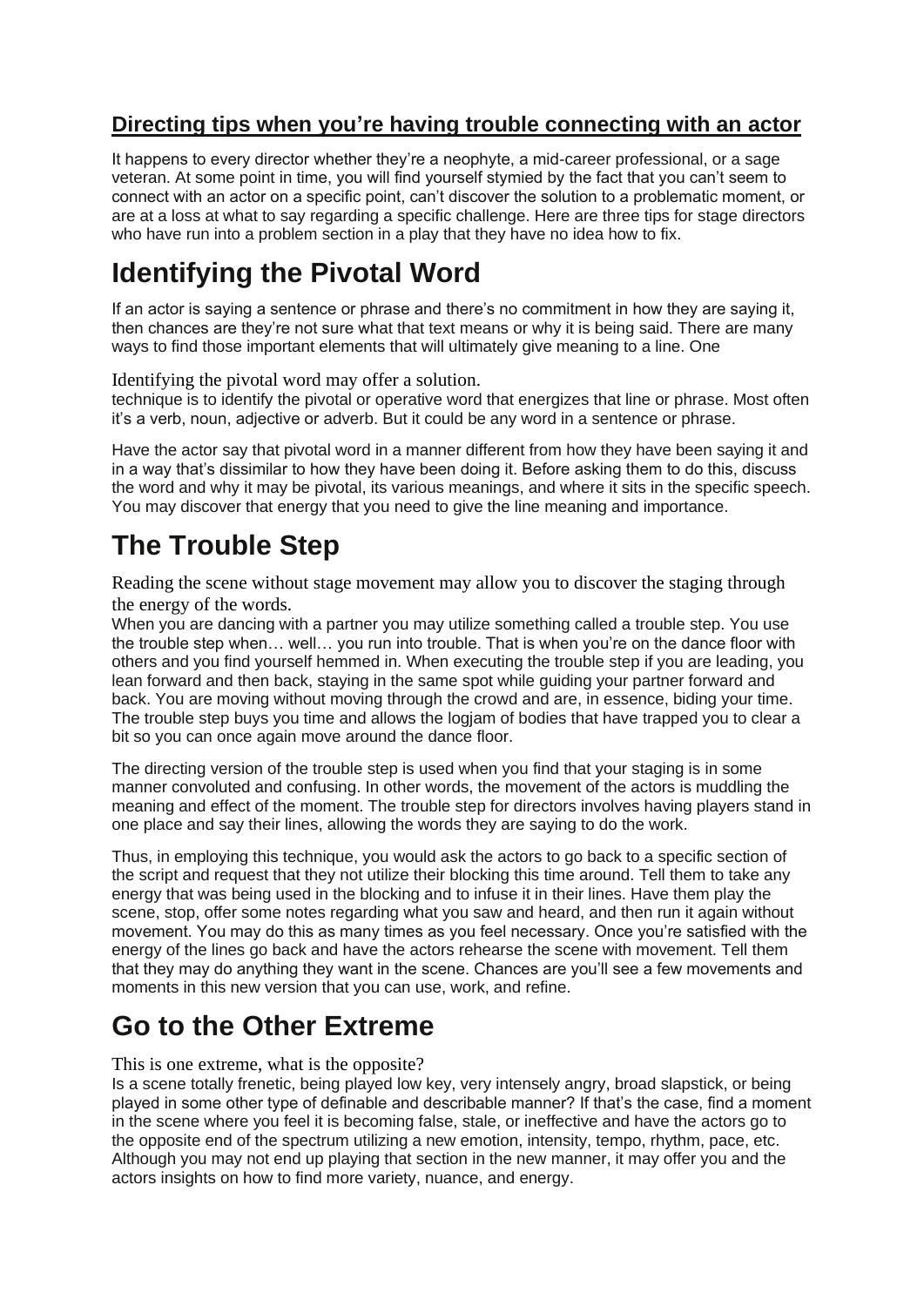## Directing tips when you're having trouble connecting with an actor

It happens to every director whether they're a neophyte, a mid-career professional, or a sage veteran. At some point in time, you will find yourself stymied by the fact that you can't seem to connect with an actor on a specific point, can't discover the solution to a problematic moment, or are at a loss at what to say regarding a specific challenge. Here are three tips for stage directors who have run into a problem section in a play that they have no idea how to fix.

# Identifying the Pivotal Word

If an actor is saying a sentence or phrase and there's no commitment in how they are saying it, then chances are they're not sure what that text means or why it is being said. There are many ways to find those important elements that will ultimately give meaning to a line. One

Identifying the pivotal word may offer a solution.

technique is to identify the pivotal or operative word that energizes that line or phrase. Most often it's a verb, noun, adjective or adverb. But it could be any word in a sentence or phrase.

Have the actor say that pivotal word in a manner different from how they have been saying it and in a way that's dissimilar to how they have been doing it. Before asking them to do this, discuss the word and why it may be pivotal, its various meanings, and where it sits in the specific speech. You may discover that energy that you need to give the line meaning and importance.

# The Trouble Step

Reading the scene without stage movement may allow you to discover the staging through the energy of the words.

When you are dancing with a partner you may utilize something called a trouble step. You use the trouble step when… well… you run into trouble. That is when you're on the dance floor with others and you find yourself hemmed in. When executing the trouble step if you are leading, you lean forward and then back, staying in the same spot while guiding your partner forward and back. You are moving without moving through the crowd and are, in essence, biding your time. The trouble step buys you time and allows the logjam of bodies that have trapped you to clear a bit so you can once again move around the dance floor.

The directing version of the trouble step is used when you find that your staging is in some manner convoluted and confusing. In other words, the movement of the actors is muddling the meaning and effect of the moment. The trouble step for directors involves having players stand in one place and say their lines, allowing the words they are saying to do the work.

Thus, in employing this technique, you would ask the actors to go back to a specific section of the script and request that they not utilize their blocking this time around. Tell them to take any energy that was being used in the blocking and to infuse it in their lines. Have them play the scene, stop, offer some notes regarding what you saw and heard, and then run it again without movement. You may do this as many times as you feel necessary. Once you're satisfied with the energy of the lines go back and have the actors rehearse the scene with movement. Tell them that they may do anything they want in the scene. Chances are you'll see a few movements and moments in this new version that you can use, work, and refine.

# Go to the Other Extreme

This is one extreme, what is the opposite?

Is a scene totally frenetic, being played low key, very intensely angry, broad slapstick, or being played in some other type of definable and describable manner? If that's the case, find a moment in the scene where you feel it is becoming false, stale, or ineffective and have the actors go to the opposite end of the spectrum utilizing a new emotion, intensity, tempo, rhythm, pace, etc. Although you may not end up playing that section in the new manner, it may offer you and the actors insights on how to find more variety, nuance, and energy.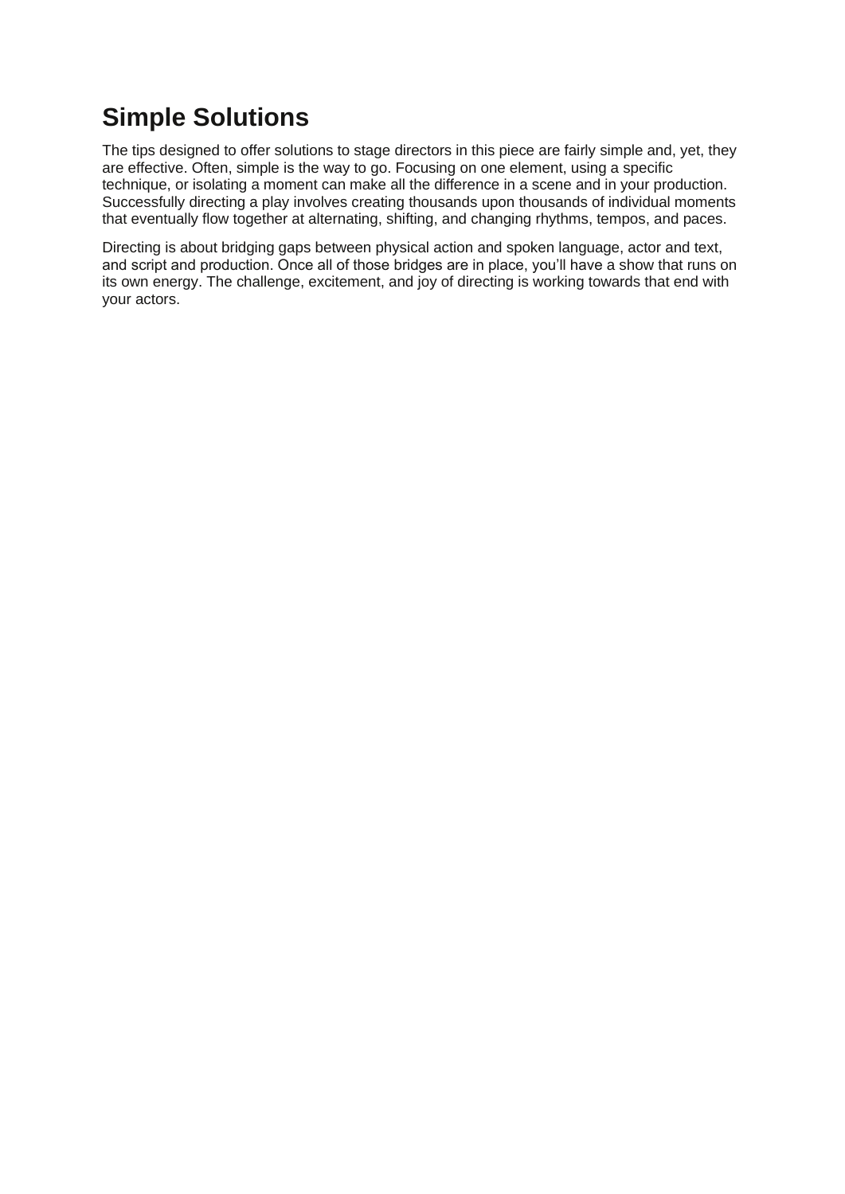# Simple Solutions

The tips designed to offer solutions to stage directors in this piece are fairly simple and, yet, they are effective. Often, simple is the way to go. Focusing on one element, using a specific technique, or isolating a moment can make all the difference in a scene and in your production. Successfully directing a play involves creating thousands upon thousands of individual moments that eventually flow together at alternating, shifting, and changing rhythms, tempos, and paces.

Directing is about bridging gaps between physical action and spoken language, actor and text, and script and production. Once all of those bridges are in place, you'll have a show that runs on its own energy. The challenge, excitement, and joy of directing is working towards that end with your actors.